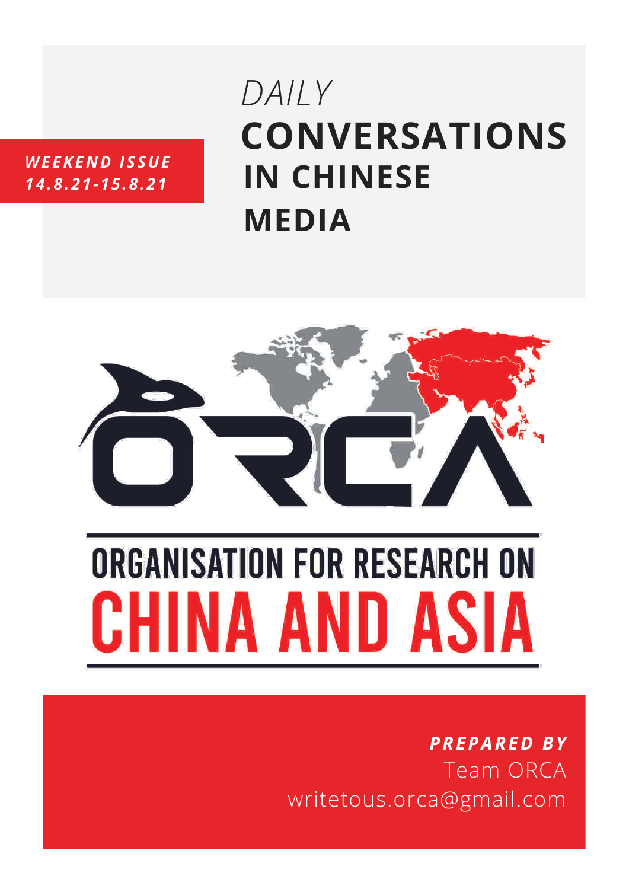*WEEKEND ISSUE*
*14.8.21-15.8.21*

# *DAILY* CONVERSATIONS IN CHINESE MEDIA

ORCA

ORGANISATION FOR RESEARCH ON CHINA AND ASIA

***PREPARED BY***
Team ORCA
writetous.orca@gmail.com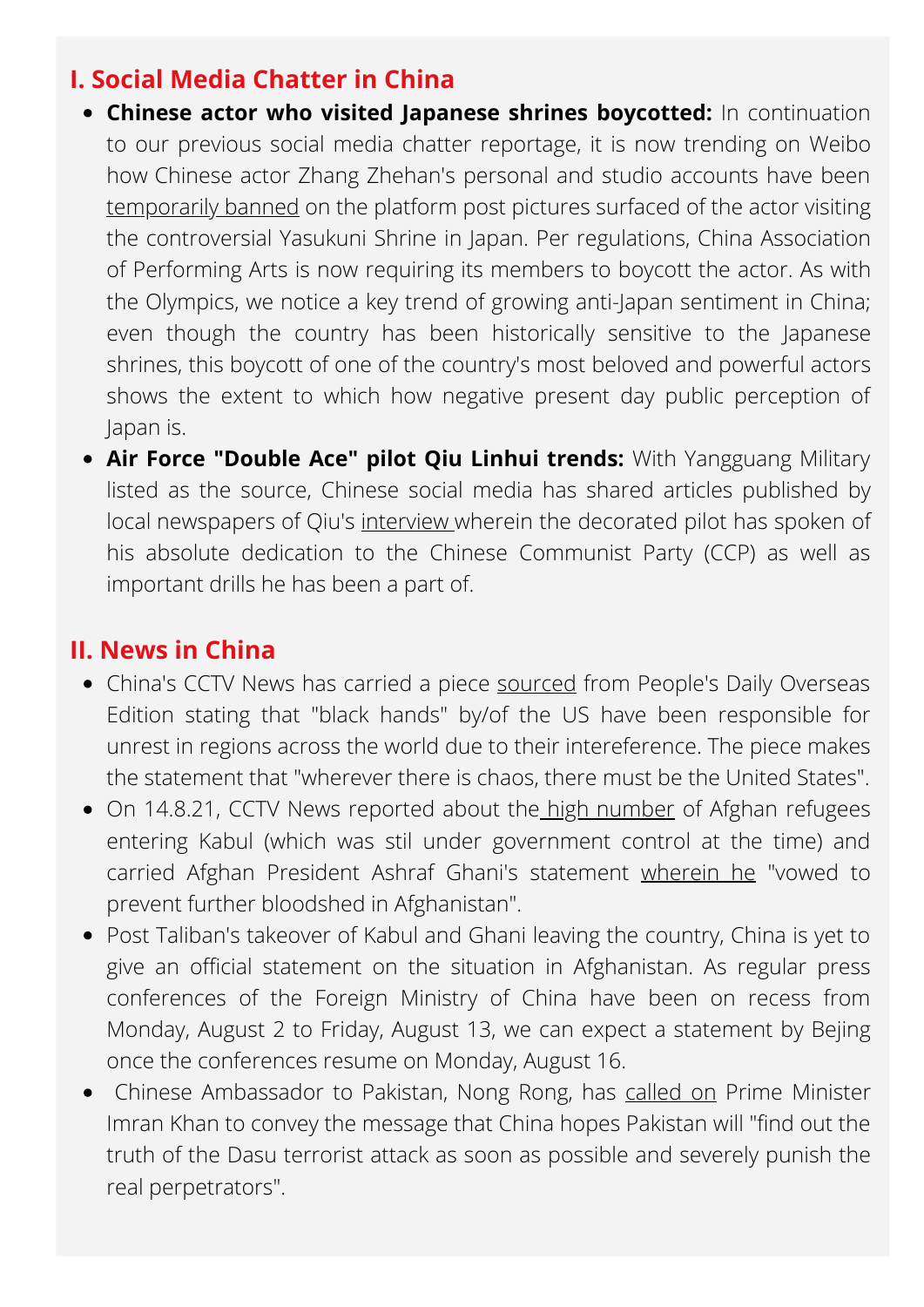## I. Social Media Chatter in China

- **Chinese actor who visited Japanese shrines boycotted:** In continuation to our previous social media chatter reportage, it is now trending on Weibo how Chinese actor Zhang Zhehan's personal and studio accounts have been temporarily banned on the platform post pictures surfaced of the actor visiting the controversial Yasukuni Shrine in Japan. Per regulations, China Association of Performing Arts is now requiring its members to boycott the actor. As with the Olympics, we notice a key trend of growing anti-Japan sentiment in China; even though the country has been historically sensitive to the Japanese shrines, this boycott of one of the country's most beloved and powerful actors shows the extent to which how negative present day public perception of Japan is.
- **Air Force "Double Ace" pilot Qiu Linhui trends:** With Yangguang Military listed as the source, Chinese social media has shared articles published by local newspapers of Qiu's interview wherein the decorated pilot has spoken of his absolute dedication to the Chinese Communist Party (CCP) as well as important drills he has been a part of.

## II. News in China

- China's CCTV News has carried a piece sourced from People's Daily Overseas Edition stating that "black hands" by/of the US have been responsible for unrest in regions across the world due to their intereference. The piece makes the statement that "wherever there is chaos, there must be the United States".
- On 14.8.21, CCTV News reported about the high number of Afghan refugees entering Kabul (which was stil under government control at the time) and carried Afghan President Ashraf Ghani's statement wherein he "vowed to prevent further bloodshed in Afghanistan".
- Post Taliban's takeover of Kabul and Ghani leaving the country, China is yet to give an official statement on the situation in Afghanistan. As regular press conferences of the Foreign Ministry of China have been on recess from Monday, August 2 to Friday, August 13, we can expect a statement by Bejing once the conferences resume on Monday, August 16.
- Chinese Ambassador to Pakistan, Nong Rong, has called on Prime Minister Imran Khan to convey the message that China hopes Pakistan will "find out the truth of the Dasu terrorist attack as soon as possible and severely punish the real perpetrators".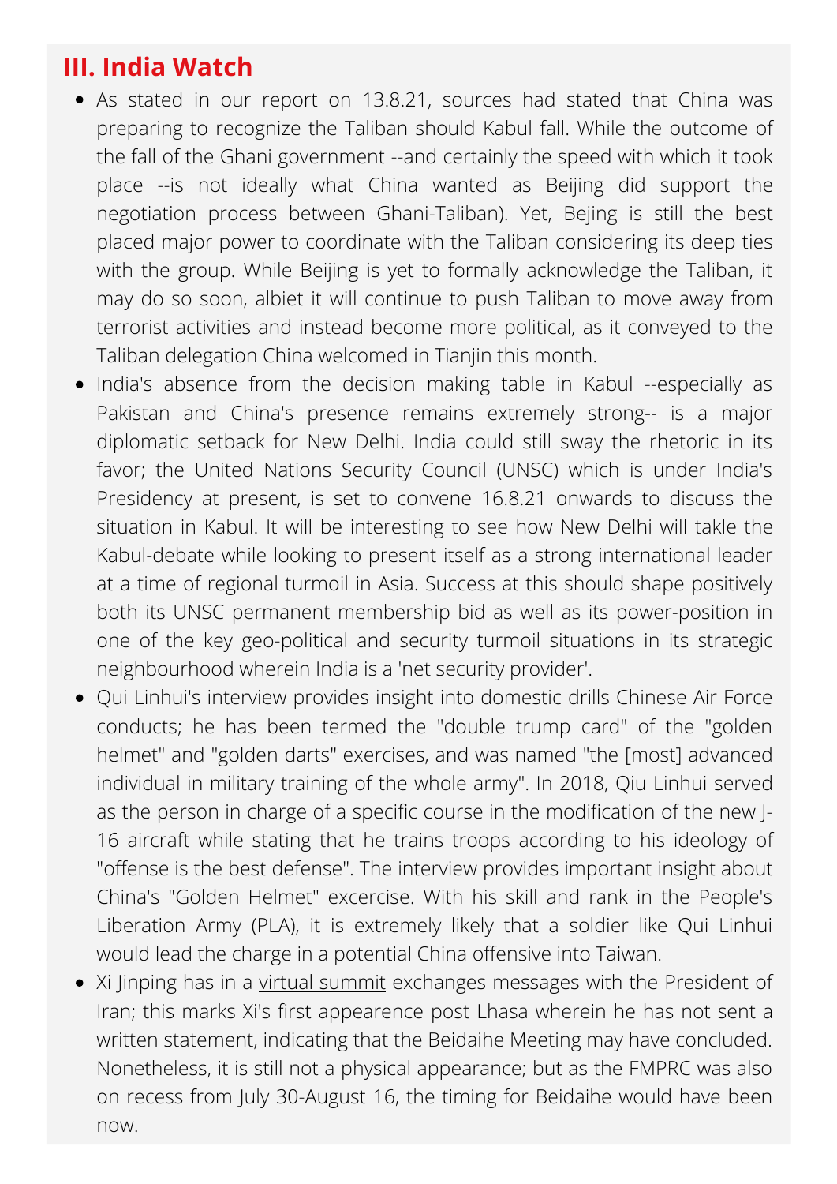## III. India Watch

- As stated in our report on 13.8.21, sources had stated that China was preparing to recognize the Taliban should Kabul fall. While the outcome of the fall of the Ghani government --and certainly the speed with which it took place --is not ideally what China wanted as Beijing did support the negotiation process between Ghani-Taliban). Yet, Bejing is still the best placed major power to coordinate with the Taliban considering its deep ties with the group. While Beijing is yet to formally acknowledge the Taliban, it may do so soon, albiet it will continue to push Taliban to move away from terrorist activities and instead become more political, as it conveyed to the Taliban delegation China welcomed in Tianjin this month.
- India's absence from the decision making table in Kabul --especially as Pakistan and China's presence remains extremely strong-- is a major diplomatic setback for New Delhi. India could still sway the rhetoric in its favor; the United Nations Security Council (UNSC) which is under India's Presidency at present, is set to convene 16.8.21 onwards to discuss the situation in Kabul. It will be interesting to see how New Delhi will takle the Kabul-debate while looking to present itself as a strong international leader at a time of regional turmoil in Asia. Success at this should shape positively both its UNSC permanent membership bid as well as its power-position in one of the key geo-political and security turmoil situations in its strategic neighbourhood wherein India is a 'net security provider'.
- Qui Linhui's interview provides insight into domestic drills Chinese Air Force conducts; he has been termed the "double trump card" of the "golden helmet" and "golden darts" exercises, and was named "the [most] advanced individual in military training of the whole army". In 2018, Qiu Linhui served as the person in charge of a specific course in the modification of the new J-16 aircraft while stating that he trains troops according to his ideology of "offense is the best defense". The interview provides important insight about China's "Golden Helmet" excercise. With his skill and rank in the People's Liberation Army (PLA), it is extremely likely that a soldier like Qui Linhui would lead the charge in a potential China offensive into Taiwan.
- Xi Jinping has in a virtual summit exchanges messages with the President of Iran; this marks Xi's first appearence post Lhasa wherein he has not sent a written statement, indicating that the Beidaihe Meeting may have concluded. Nonetheless, it is still not a physical appearance; but as the FMPRC was also on recess from July 30-August 16, the timing for Beidaihe would have been now.